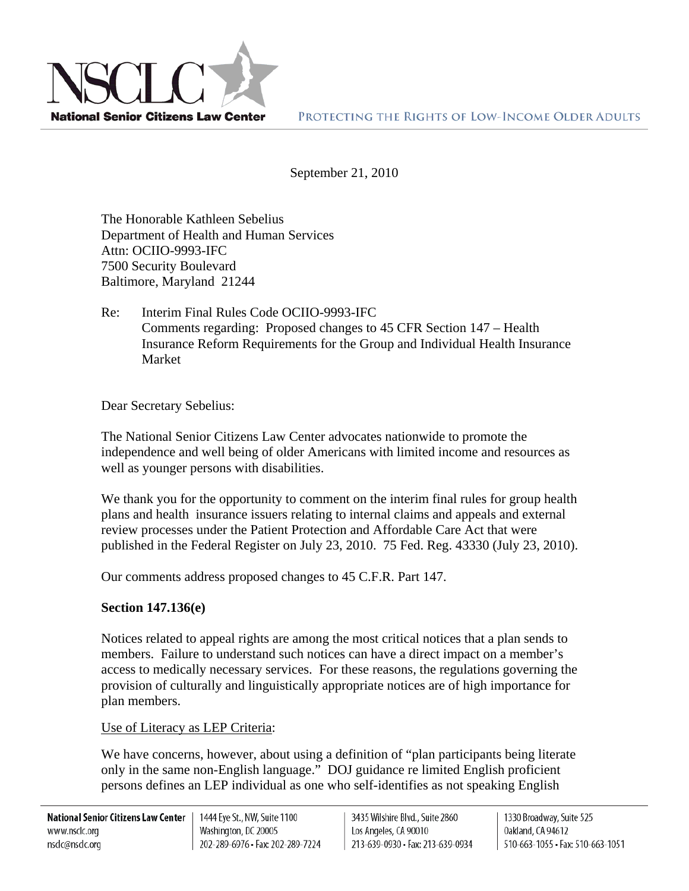**National Senior Citizens Law Center** — PROTECTING THE RIGHTS OF LOW-INCOME OLDER ADULTS

September 21, 2010

The Honorable Kathleen Sebelius
Department of Health and Human Services
Attn: OCIIO-9993-IFC
7500 Security Boulevard
Baltimore, Maryland 21244

Re: Interim Final Rules Code OCIIO-9993-IFC
Comments regarding: Proposed changes to 45 CFR Section 147 – Health Insurance Reform Requirements for the Group and Individual Health Insurance Market

Dear Secretary Sebelius:

The National Senior Citizens Law Center advocates nationwide to promote the independence and well being of older Americans with limited income and resources as well as younger persons with disabilities.

We thank you for the opportunity to comment on the interim final rules for group health plans and health insurance issuers relating to internal claims and appeals and external review processes under the Patient Protection and Affordable Care Act that were published in the Federal Register on July 23, 2010. 75 Fed. Reg. 43330 (July 23, 2010).

Our comments address proposed changes to 45 C.F.R. Part 147.

**Section 147.136(e)**

Notices related to appeal rights are among the most critical notices that a plan sends to members. Failure to understand such notices can have a direct impact on a member's access to medically necessary services. For these reasons, the regulations governing the provision of culturally and linguistically appropriate notices are of high importance for plan members.

Use of Literacy as LEP Criteria:

We have concerns, however, about using a definition of "plan participants being literate only in the same non-English language." DOJ guidance re limited English proficient persons defines an LEP individual as one who self-identifies as not speaking English

National Senior Citizens Law Center | www.nsclc.org | nsclc@nsclc.org
1444 Eye St., NW, Suite 1100, Washington, DC 20005 · 202-289-6976 · Fax: 202-289-7224
3435 Wilshire Blvd., Suite 2860, Los Angeles, CA 90010 · 213-639-0930 · Fax: 213-639-0934
1330 Broadway, Suite 525, Oakland, CA 94612 · 510-663-1055 · Fax: 510-663-1051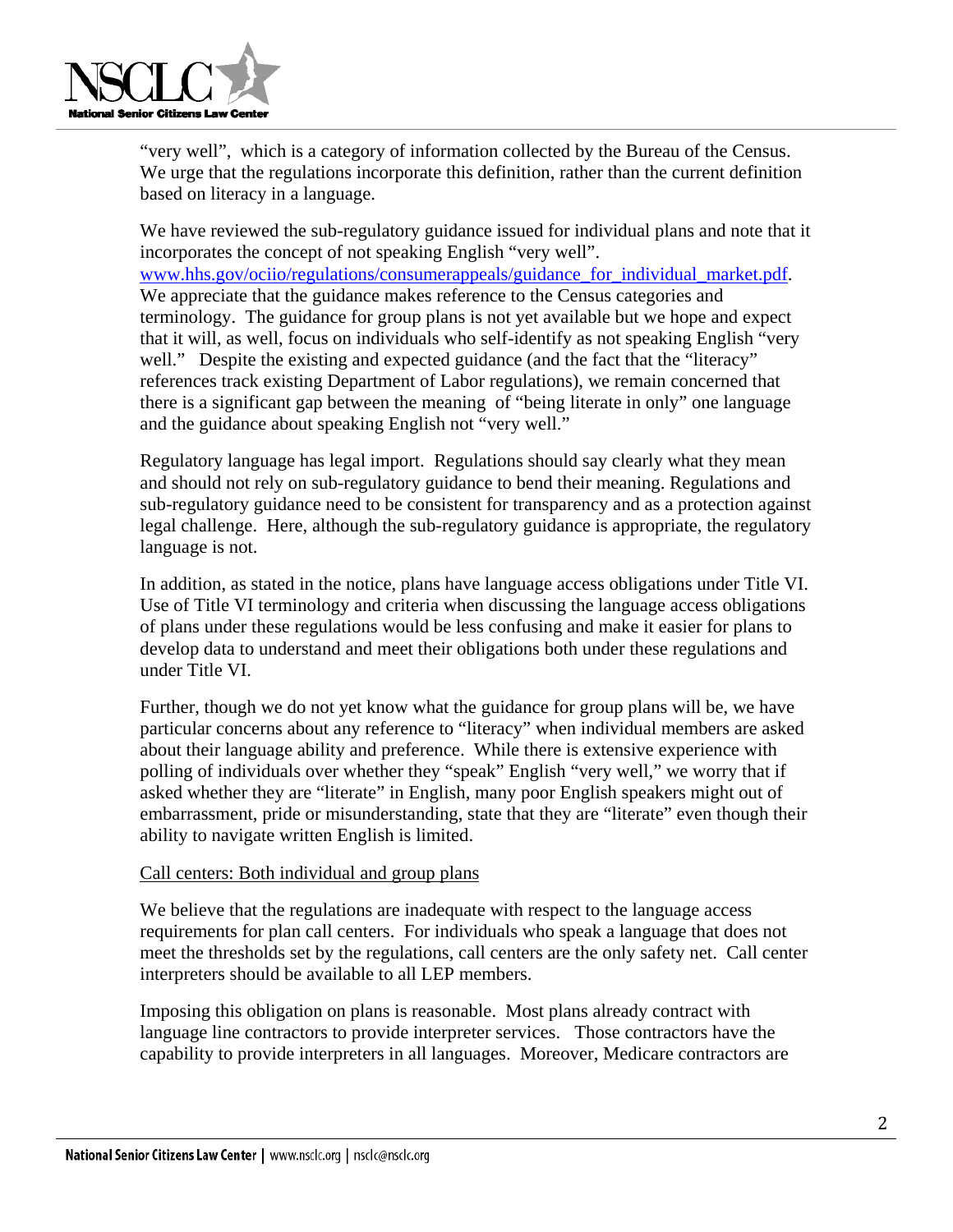"very well", which is a category of information collected by the Bureau of the Census. We urge that the regulations incorporate this definition, rather than the current definition based on literacy in a language.

We have reviewed the sub-regulatory guidance issued for individual plans and note that it incorporates the concept of not speaking English "very well". [www.hhs.gov/ociio/regulations/consumerappeals/guidance_for_individual_market.pdf](www.hhs.gov/ociio/regulations/consumerappeals/guidance_for_individual_market.pdf). We appreciate that the guidance makes reference to the Census categories and terminology. The guidance for group plans is not yet available but we hope and expect that it will, as well, focus on individuals who self-identify as not speaking English "very well." Despite the existing and expected guidance (and the fact that the "literacy" references track existing Department of Labor regulations), we remain concerned that there is a significant gap between the meaning of "being literate in only" one language and the guidance about speaking English not "very well."

Regulatory language has legal import. Regulations should say clearly what they mean and should not rely on sub-regulatory guidance to bend their meaning. Regulations and sub-regulatory guidance need to be consistent for transparency and as a protection against legal challenge. Here, although the sub-regulatory guidance is appropriate, the regulatory language is not.

In addition, as stated in the notice, plans have language access obligations under Title VI. Use of Title VI terminology and criteria when discussing the language access obligations of plans under these regulations would be less confusing and make it easier for plans to develop data to understand and meet their obligations both under these regulations and under Title VI.

Further, though we do not yet know what the guidance for group plans will be, we have particular concerns about any reference to "literacy" when individual members are asked about their language ability and preference. While there is extensive experience with polling of individuals over whether they "speak" English "very well," we worry that if asked whether they are "literate" in English, many poor English speakers might out of embarrassment, pride or misunderstanding, state that they are "literate" even though their ability to navigate written English is limited.

<u>Call centers: Both individual and group plans</u>

We believe that the regulations are inadequate with respect to the language access requirements for plan call centers. For individuals who speak a language that does not meet the thresholds set by the regulations, call centers are the only safety net. Call center interpreters should be available to all LEP members.

Imposing this obligation on plans is reasonable. Most plans already contract with language line contractors to provide interpreter services. Those contractors have the capability to provide interpreters in all languages. Moreover, Medicare contractors are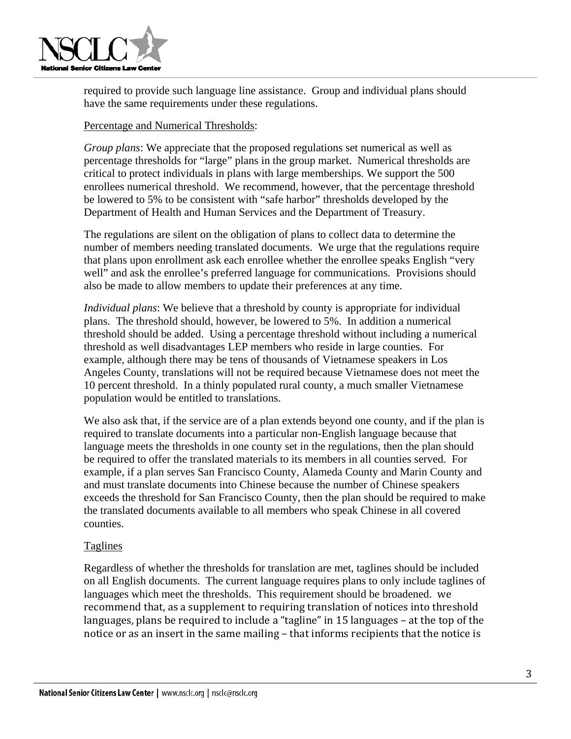required to provide such language line assistance. Group and individual plans should have the same requirements under these regulations.

Percentage and Numerical Thresholds:

*Group plans*: We appreciate that the proposed regulations set numerical as well as percentage thresholds for "large" plans in the group market. Numerical thresholds are critical to protect individuals in plans with large memberships. We support the 500 enrollees numerical threshold. We recommend, however, that the percentage threshold be lowered to 5% to be consistent with "safe harbor" thresholds developed by the Department of Health and Human Services and the Department of Treasury.

The regulations are silent on the obligation of plans to collect data to determine the number of members needing translated documents. We urge that the regulations require that plans upon enrollment ask each enrollee whether the enrollee speaks English "very well" and ask the enrollee's preferred language for communications. Provisions should also be made to allow members to update their preferences at any time.

*Individual plans*: We believe that a threshold by county is appropriate for individual plans. The threshold should, however, be lowered to 5%. In addition a numerical threshold should be added. Using a percentage threshold without including a numerical threshold as well disadvantages LEP members who reside in large counties. For example, although there may be tens of thousands of Vietnamese speakers in Los Angeles County, translations will not be required because Vietnamese does not meet the 10 percent threshold. In a thinly populated rural county, a much smaller Vietnamese population would be entitled to translations.

We also ask that, if the service are of a plan extends beyond one county, and if the plan is required to translate documents into a particular non-English language because that language meets the thresholds in one county set in the regulations, then the plan should be required to offer the translated materials to its members in all counties served. For example, if a plan serves San Francisco County, Alameda County and Marin County and and must translate documents into Chinese because the number of Chinese speakers exceeds the threshold for San Francisco County, then the plan should be required to make the translated documents available to all members who speak Chinese in all covered counties.

Taglines

Regardless of whether the thresholds for translation are met, taglines should be included on all English documents. The current language requires plans to only include taglines of languages which meet the thresholds. This requirement should be broadened. we recommend that, as a supplement to requiring translation of notices into threshold languages, plans be required to include a "tagline" in 15 languages – at the top of the notice or as an insert in the same mailing – that informs recipients that the notice is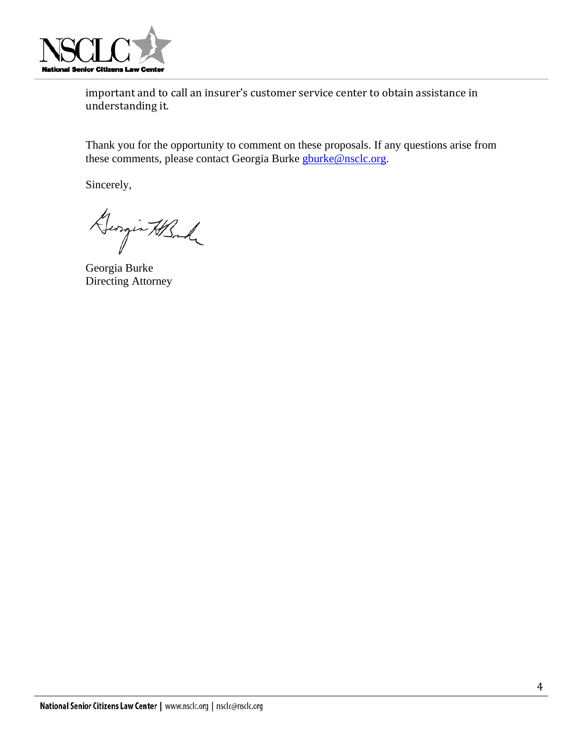important and to call an insurer's customer service center to obtain assistance in understanding it.

Thank you for the opportunity to comment on these proposals. If any questions arise from these comments, please contact Georgia Burke gburke@nsclc.org.

Sincerely,

Georgia Burke
Directing Attorney